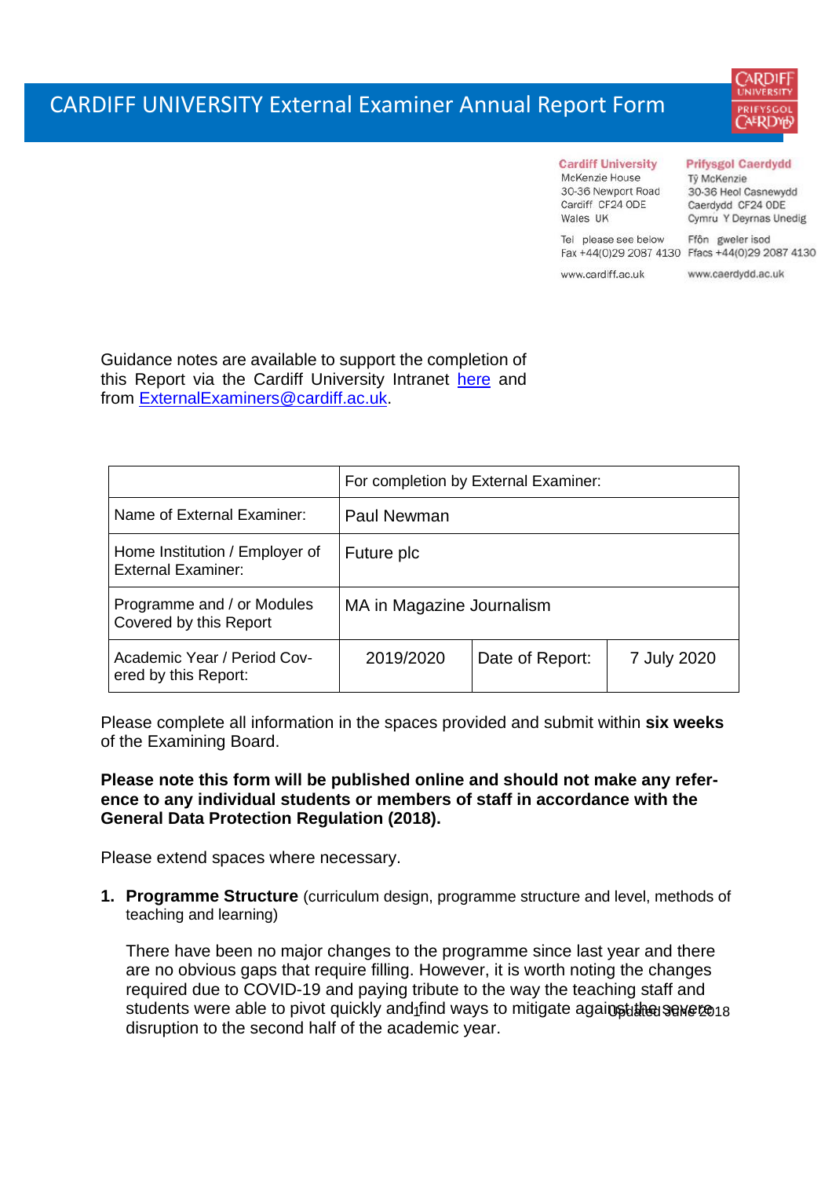# CARDIFF UNIVERSITY External Examiner Annual Report Form

**Cardiff University**
McKenzie House
30-36 Newport Road
Cardiff CF24 ODE
Wales UK

Tel please see below
Fax +44(0)29 2087 4130

www.cardiff.ac.uk

**Prifysgol Caerdydd**
Tŷ McKenzie
30-36 Heol Casnewydd
Caerdydd CF24 0DE
Cymru Y Deyrnas Unedig

Ffôn gweler isod
Ffacs +44(0)29 2087 4130

www.caerdydd.ac.uk

Guidance notes are available to support the completion of this Report via the Cardiff University Intranet here and from ExternalExaminers@cardiff.ac.uk.

| | For completion by External Examiner: | | |
|---|---|---|---|
| Name of External Examiner: | Paul Newman | | |
| Home Institution / Employer of External Examiner: | Future plc | | |
| Programme and / or Modules Covered by this Report | MA in Magazine Journalism | | |
| Academic Year / Period Covered by this Report: | 2019/2020 | Date of Report: | 7 July 2020 |

Please complete all information in the spaces provided and submit within **six weeks** of the Examining Board.

**Please note this form will be published online and should not make any reference to any individual students or members of staff in accordance with the General Data Protection Regulation (2018).**

Please extend spaces where necessary.

1. **Programme Structure** (curriculum design, programme structure and level, methods of teaching and learning)

   There have been no major changes to the programme since last year and there are no obvious gaps that require filling. However, it is worth noting the changes required due to COVID-19 and paying tribute to the way the teaching staff and students were able to pivot quickly and find ways to mitigate against the severe disruption to the second half of the academic year.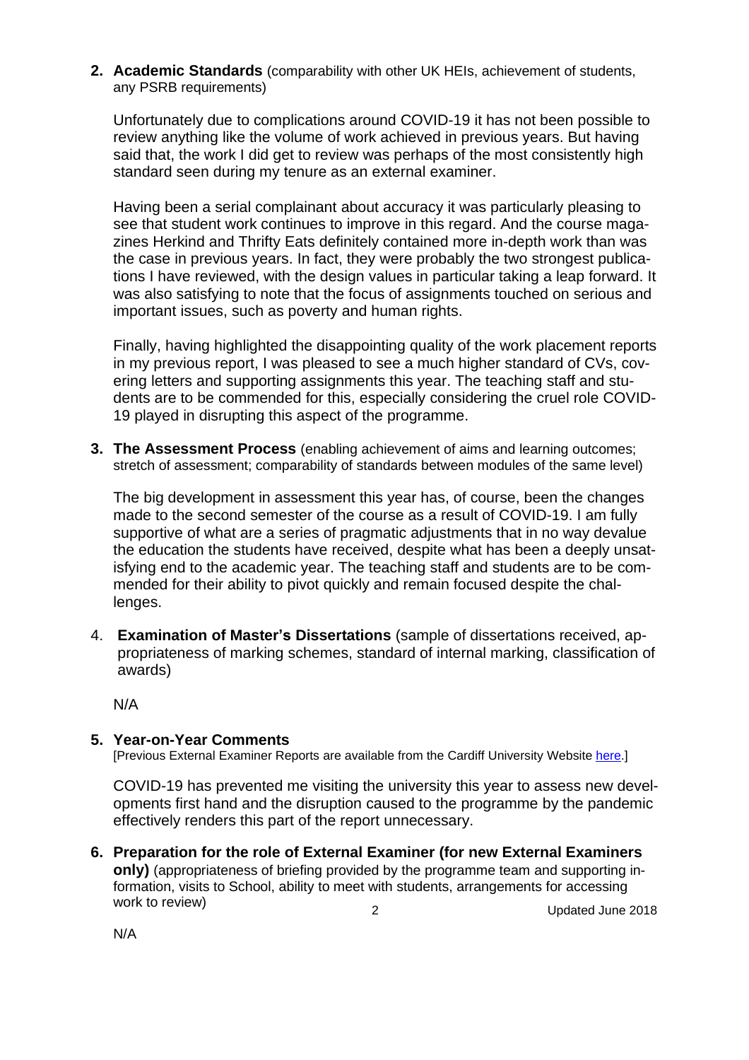**2. Academic Standards** (comparability with other UK HEIs, achievement of students, any PSRB requirements)

Unfortunately due to complications around COVID-19 it has not been possible to review anything like the volume of work achieved in previous years. But having said that, the work I did get to review was perhaps of the most consistently high standard seen during my tenure as an external examiner.

Having been a serial complainant about accuracy it was particularly pleasing to see that student work continues to improve in this regard. And the course magazines Herkind and Thrifty Eats definitely contained more in-depth work than was the case in previous years. In fact, they were probably the two strongest publications I have reviewed, with the design values in particular taking a leap forward. It was also satisfying to note that the focus of assignments touched on serious and important issues, such as poverty and human rights.

Finally, having highlighted the disappointing quality of the work placement reports in my previous report, I was pleased to see a much higher standard of CVs, covering letters and supporting assignments this year. The teaching staff and students are to be commended for this, especially considering the cruel role COVID-19 played in disrupting this aspect of the programme.

**3. The Assessment Process** (enabling achievement of aims and learning outcomes; stretch of assessment; comparability of standards between modules of the same level)

The big development in assessment this year has, of course, been the changes made to the second semester of the course as a result of COVID-19. I am fully supportive of what are a series of pragmatic adjustments that in no way devalue the education the students have received, despite what has been a deeply unsatisfying end to the academic year. The teaching staff and students are to be commended for their ability to pivot quickly and remain focused despite the challenges.

4. **Examination of Master's Dissertations** (sample of dissertations received, appropriateness of marking schemes, standard of internal marking, classification of awards)

N/A

**5. Year-on-Year Comments**
[Previous External Examiner Reports are available from the Cardiff University Website here.]

COVID-19 has prevented me visiting the university this year to assess new developments first hand and the disruption caused to the programme by the pandemic effectively renders this part of the report unnecessary.

**6. Preparation for the role of External Examiner (for new External Examiners only)** (appropriateness of briefing provided by the programme team and supporting information, visits to School, ability to meet with students, arrangements for accessing work to review)

N/A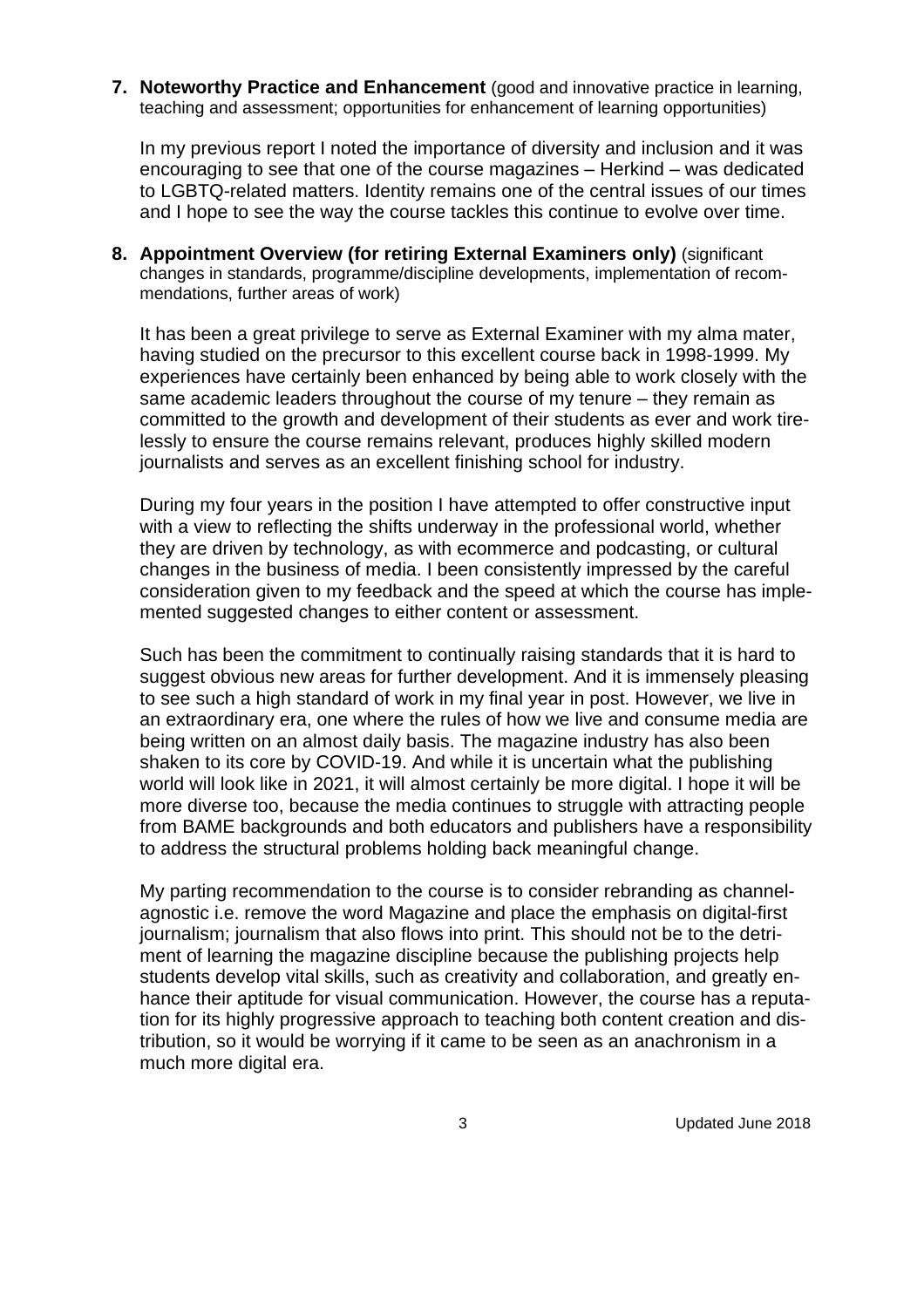**7. Noteworthy Practice and Enhancement** (good and innovative practice in learning, teaching and assessment; opportunities for enhancement of learning opportunities)

In my previous report I noted the importance of diversity and inclusion and it was encouraging to see that one of the course magazines – Herkind – was dedicated to LGBTQ-related matters. Identity remains one of the central issues of our times and I hope to see the way the course tackles this continue to evolve over time.

**8. Appointment Overview (for retiring External Examiners only)** (significant changes in standards, programme/discipline developments, implementation of recommendations, further areas of work)

It has been a great privilege to serve as External Examiner with my alma mater, having studied on the precursor to this excellent course back in 1998-1999. My experiences have certainly been enhanced by being able to work closely with the same academic leaders throughout the course of my tenure – they remain as committed to the growth and development of their students as ever and work tirelessly to ensure the course remains relevant, produces highly skilled modern journalists and serves as an excellent finishing school for industry.

During my four years in the position I have attempted to offer constructive input with a view to reflecting the shifts underway in the professional world, whether they are driven by technology, as with ecommerce and podcasting, or cultural changes in the business of media. I been consistently impressed by the careful consideration given to my feedback and the speed at which the course has implemented suggested changes to either content or assessment.

Such has been the commitment to continually raising standards that it is hard to suggest obvious new areas for further development. And it is immensely pleasing to see such a high standard of work in my final year in post. However, we live in an extraordinary era, one where the rules of how we live and consume media are being written on an almost daily basis. The magazine industry has also been shaken to its core by COVID-19. And while it is uncertain what the publishing world will look like in 2021, it will almost certainly be more digital. I hope it will be more diverse too, because the media continues to struggle with attracting people from BAME backgrounds and both educators and publishers have a responsibility to address the structural problems holding back meaningful change.

My parting recommendation to the course is to consider rebranding as channel-agnostic i.e. remove the word Magazine and place the emphasis on digital-first journalism; journalism that also flows into print. This should not be to the detriment of learning the magazine discipline because the publishing projects help students develop vital skills, such as creativity and collaboration, and greatly enhance their aptitude for visual communication. However, the course has a reputation for its highly progressive approach to teaching both content creation and distribution, so it would be worrying if it came to be seen as an anachronism in a much more digital era.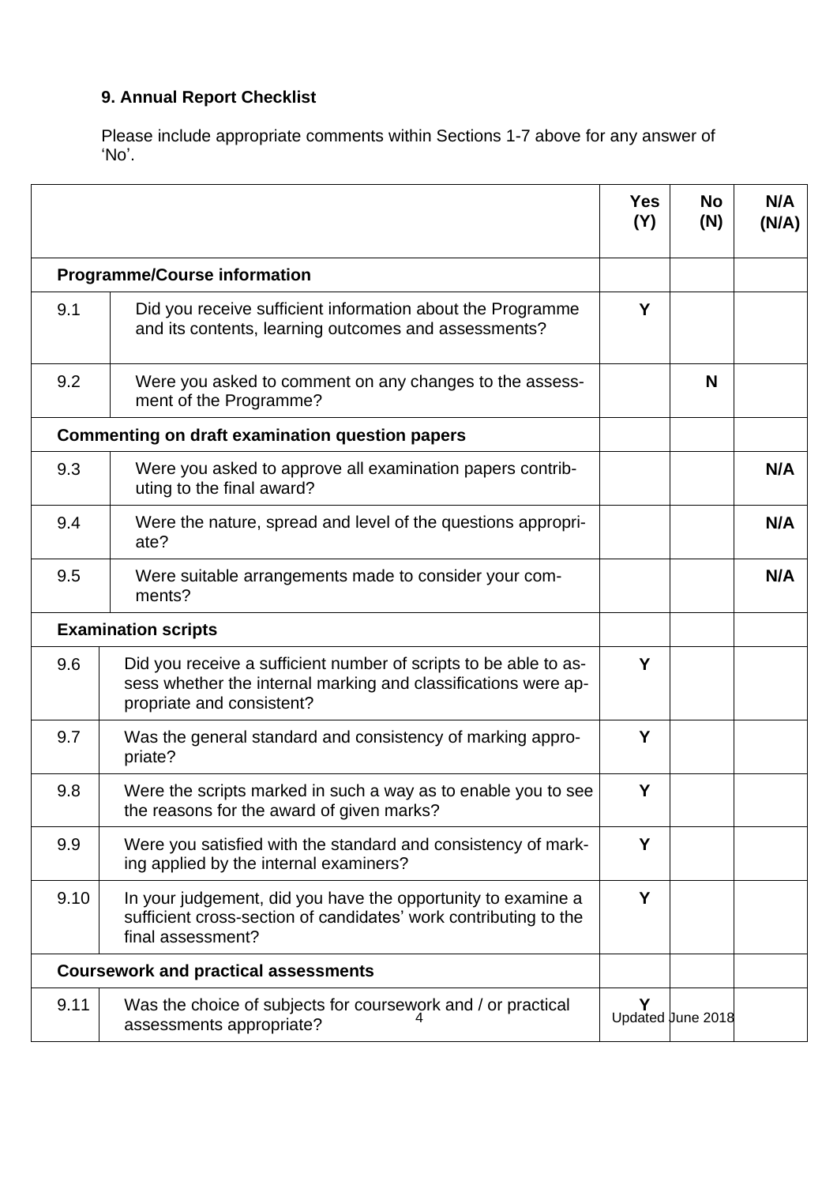**9. Annual Report Checklist**

Please include appropriate comments within Sections 1-7 above for any answer of 'No'.

| | | Yes (Y) | No (N) | N/A (N/A) |
|---|---|---|---|---|
| **Programme/Course information** | | | | |
| 9.1 | Did you receive sufficient information about the Programme and its contents, learning outcomes and assessments? | **Y** | | |
| 9.2 | Were you asked to comment on any changes to the assessment of the Programme? | | **N** | |
| **Commenting on draft examination question papers** | | | | |
| 9.3 | Were you asked to approve all examination papers contributing to the final award? | | | **N/A** |
| 9.4 | Were the nature, spread and level of the questions appropriate? | | | **N/A** |
| 9.5 | Were suitable arrangements made to consider your comments? | | | **N/A** |
| **Examination scripts** | | | | |
| 9.6 | Did you receive a sufficient number of scripts to be able to assess whether the internal marking and classifications were appropriate and consistent? | **Y** | | |
| 9.7 | Was the general standard and consistency of marking appropriate? | **Y** | | |
| 9.8 | Were the scripts marked in such a way as to enable you to see the reasons for the award of given marks? | **Y** | | |
| 9.9 | Were you satisfied with the standard and consistency of marking applied by the internal examiners? | **Y** | | |
| 9.10 | In your judgement, did you have the opportunity to examine a sufficient cross-section of candidates' work contributing to the final assessment? | **Y** | | |
| **Coursework and practical assessments** | | | | |
| 9.11 | Was the choice of subjects for coursework and / or practical assessments appropriate? | **Y** | | |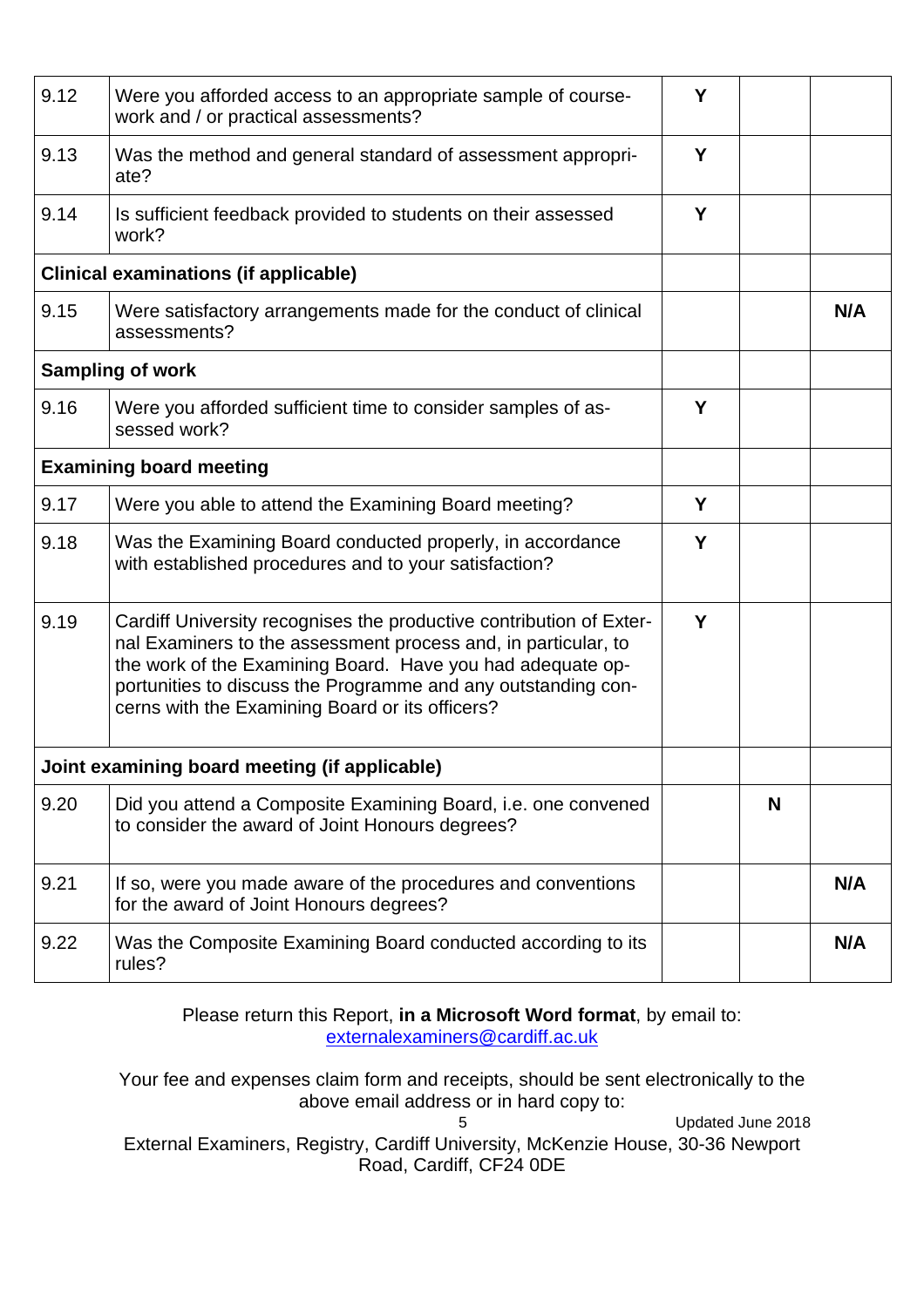| | | | | |
|---|---|---|---|---|
| 9.12 | Were you afforded access to an appropriate sample of coursework and / or practical assessments? | **Y** | | |
| 9.13 | Was the method and general standard of assessment appropriate? | **Y** | | |
| 9.14 | Is sufficient feedback provided to students on their assessed work? | **Y** | | |
| **Clinical examinations (if applicable)** | | | | |
| 9.15 | Were satisfactory arrangements made for the conduct of clinical assessments? | | | **N/A** |
| **Sampling of work** | | | | |
| 9.16 | Were you afforded sufficient time to consider samples of assessed work? | **Y** | | |
| **Examining board meeting** | | | | |
| 9.17 | Were you able to attend the Examining Board meeting? | **Y** | | |
| 9.18 | Was the Examining Board conducted properly, in accordance with established procedures and to your satisfaction? | **Y** | | |
| 9.19 | Cardiff University recognises the productive contribution of External Examiners to the assessment process and, in particular, to the work of the Examining Board. Have you had adequate opportunities to discuss the Programme and any outstanding concerns with the Examining Board or its officers? | **Y** | | |
| **Joint examining board meeting (if applicable)** | | | | |
| 9.20 | Did you attend a Composite Examining Board, i.e. one convened to consider the award of Joint Honours degrees? | | **N** | |
| 9.21 | If so, were you made aware of the procedures and conventions for the award of Joint Honours degrees? | | | **N/A** |
| 9.22 | Was the Composite Examining Board conducted according to its rules? | | | **N/A** |

Please return this Report, **in a Microsoft Word format**, by email to: externalexaminers@cardiff.ac.uk

Your fee and expenses claim form and receipts, should be sent electronically to the above email address or in hard copy to:

External Examiners, Registry, Cardiff University, McKenzie House, 30-36 Newport Road, Cardiff, CF24 0DE